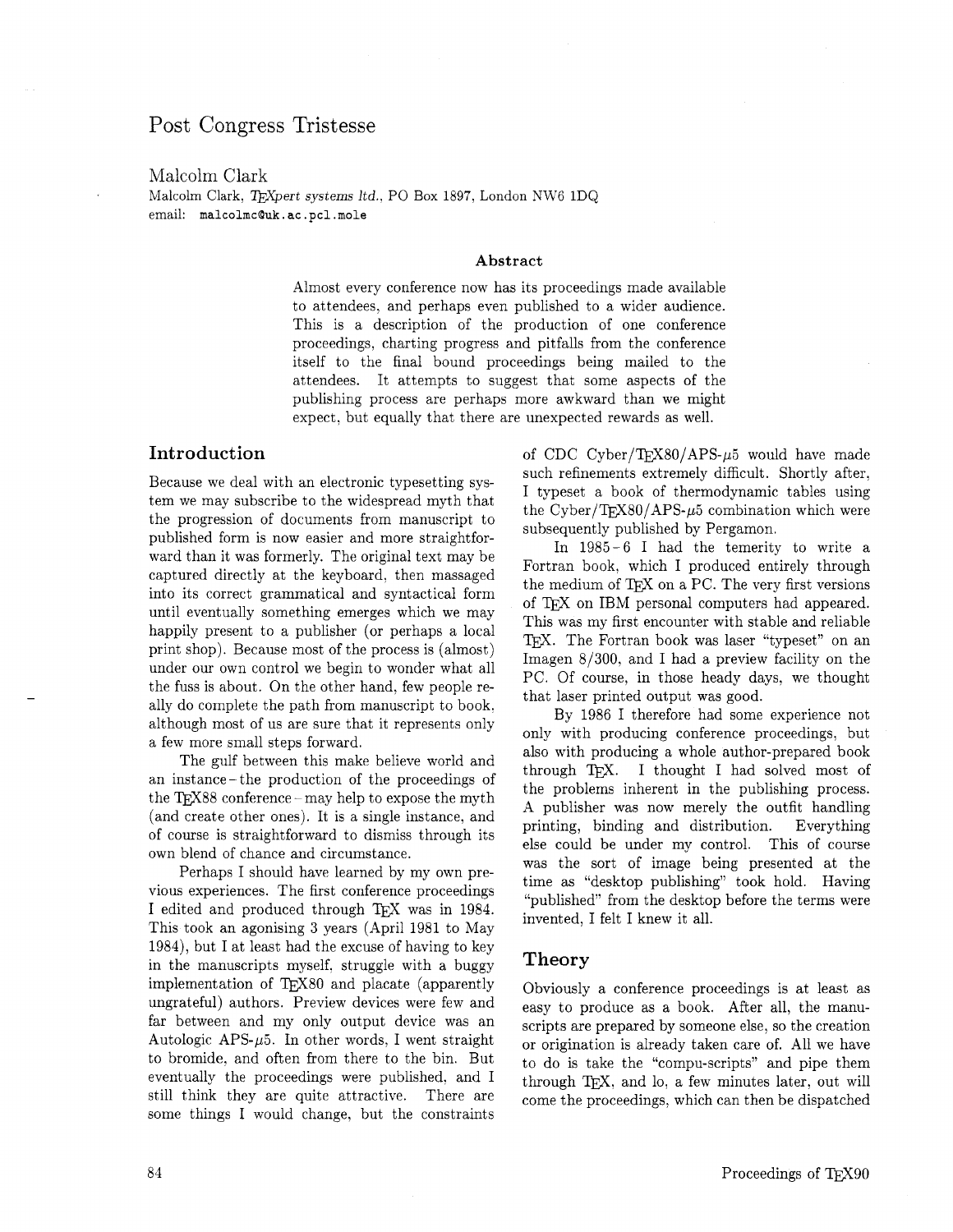# Post Congress Tristesse

Malcolm Clark

Malcolm Clark, *TEXpert systems ltd.*, PO Box 1897, London NW6 1DQ
email: `malcolmc@uk.ac.pcl.mole`

### Abstract

Almost every conference now has its proceedings made available to attendees, and perhaps even published to a wider audience. This is a description of the production of one conference proceedings, charting progress and pitfalls from the conference itself to the final bound proceedings being mailed to the attendees. It attempts to suggest that some aspects of the publishing process are perhaps more awkward than we might expect, but equally that there are unexpected rewards as well.

## Introduction

Because we deal with an electronic typesetting system we may subscribe to the widespread myth that the progression of documents from manuscript to published form is now easier and more straightforward than it was formerly. The original text may be captured directly at the keyboard, then massaged into its correct grammatical and syntactical form until eventually something emerges which we may happily present to a publisher (or perhaps a local print shop). Because most of the process is (almost) under our own control we begin to wonder what all the fuss is about. On the other hand, few people really do complete the path from manuscript to book, although most of us are sure that it represents only a few more small steps forward.

The gulf between this make believe world and an instance – the production of the proceedings of the TEX88 conference – may help to expose the myth (and create other ones). It is a single instance, and of course is straightforward to dismiss through its own blend of chance and circumstance.

Perhaps I should have learned by my own previous experiences. The first conference proceedings I edited and produced through TEX was in 1984. This took an agonising 3 years (April 1981 to May 1984), but I at least had the excuse of having to key in the manuscripts myself, struggle with a buggy implementation of TEX80 and placate (apparently ungrateful) authors. Preview devices were few and far between and my only output device was an Autologic APS-$\mu$5. In other words, I went straight to bromide, and often from there to the bin. But eventually the proceedings were published, and I still think they are quite attractive. There are some things I would change, but the constraints of CDC Cyber/TEX80/APS-$\mu$5 would have made such refinements extremely difficult. Shortly after, I typeset a book of thermodynamic tables using the Cyber/TEX80/APS-$\mu$5 combination which were subsequently published by Pergamon.

In 1985 – 6 I had the temerity to write a Fortran book, which I produced entirely through the medium of TEX on a PC. The very first versions of TEX on IBM personal computers had appeared. This was my first encounter with stable and reliable TEX. The Fortran book was laser "typeset" on an Imagen 8/300, and I had a preview facility on the PC. Of course, in those heady days, we thought that laser printed output was good.

By 1986 I therefore had some experience not only with producing conference proceedings, but also with producing a whole author-prepared book through TEX. I thought I had solved most of the problems inherent in the publishing process. A publisher was now merely the outfit handling printing, binding and distribution. Everything else could be under my control. This of course was the sort of image being presented at the time as "desktop publishing" took hold. Having "published" from the desktop before the terms were invented, I felt I knew it all.

## Theory

Obviously a conference proceedings is at least as easy to produce as a book. After all, the manuscripts are prepared by someone else, so the creation or origination is already taken care of. All we have to do is take the "compu-scripts" and pipe them through TEX, and lo, a few minutes later, out will come the proceedings, which can then be dispatched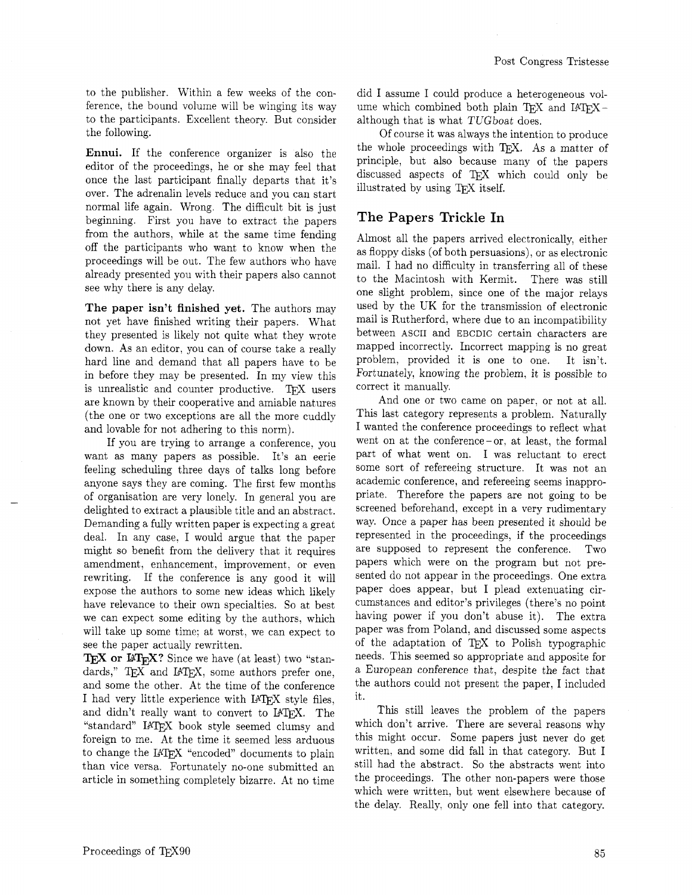to the publisher. Within a few weeks of the conference, the bound volume will be winging its way to the participants. Excellent theory. But consider the following.

**Ennui.** If the conference organizer is also the editor of the proceedings, he or she may feel that once the last participant finally departs that it's over. The adrenalin levels reduce and you can start normal life again. Wrong. The difficult bit is just beginning. First you have to extract the papers from the authors, while at the same time fending off the participants who want to know when the proceedings will be out. The few authors who have already presented you with their papers also cannot see why there is any delay.

**The paper isn't finished yet.** The authors may not yet have finished writing their papers. What they presented is likely not quite what they wrote down. As an editor, you can of course take a really hard line and demand that all papers have to be in before they may be presented. In my view this is unrealistic and counter productive. TeX users are known by their cooperative and amiable natures (the one or two exceptions are all the more cuddly and lovable for not adhering to this norm).

If you are trying to arrange a conference, you want as many papers as possible. It's an eerie feeling scheduling three days of talks long before anyone says they are coming. The first few months of organisation are very lonely. In general you are delighted to extract a plausible title and an abstract. Demanding a fully written paper is expecting a great deal. In any case, I would argue that the paper might so benefit from the delivery that it requires amendment, enhancement, improvement, or even rewriting. If the conference is any good it will expose the authors to some new ideas which likely have relevance to their own specialties. So at best we can expect some editing by the authors, which will take up some time; at worst, we can expect to see the paper actually rewritten.

**TeX or LaTeX?** Since we have (at least) two "standards," TeX and LaTeX, some authors prefer one, and some the other. At the time of the conference I had very little experience with LaTeX style files, and didn't really want to convert to LaTeX. The "standard" LaTeX book style seemed clumsy and foreign to me. At the time it seemed less arduous to change the LaTeX "encoded" documents to plain than vice versa. Fortunately no-one submitted an article in something completely bizarre. At no time did I assume I could produce a heterogeneous volume which combined both plain TeX and LaTeX–although that is what *TUGboat* does.

Of course it was always the intention to produce the whole proceedings with TeX. As a matter of principle, but also because many of the papers discussed aspects of TeX which could only be illustrated by using TeX itself.

## The Papers Trickle In

Almost all the papers arrived electronically, either as floppy disks (of both persuasions), or as electronic mail. I had no difficulty in transferring all of these to the Macintosh with Kermit. There was still one slight problem, since one of the major relays used by the UK for the transmission of electronic mail is Rutherford, where due to an incompatibility between ASCII and EBCDIC certain characters are mapped incorrectly. Incorrect mapping is no great problem, provided it is one to one. It isn't. Fortunately, knowing the problem, it is possible to correct it manually.

And one or two came on paper, or not at all. This last category represents a problem. Naturally I wanted the conference proceedings to reflect what went on at the conference–or, at least, the formal part of what went on. I was reluctant to erect some sort of refereeing structure. It was not an academic conference, and refereeing seems inappropriate. Therefore the papers are not going to be screened beforehand, except in a very rudimentary way. Once a paper has been presented it should be represented in the proceedings, if the proceedings are supposed to represent the conference. Two papers which were on the program but not presented do not appear in the proceedings. One extra paper does appear, but I plead extenuating circumstances and editor's privileges (there's no point having power if you don't abuse it). The extra paper was from Poland, and discussed some aspects of the adaptation of TeX to Polish typographic needs. This seemed so appropriate and apposite for a European conference that, despite the fact that the authors could not present the paper, I included it.

This still leaves the problem of the papers which don't arrive. There are several reasons why this might occur. Some papers just never do get written, and some did fall in that category. But I still had the abstract. So the abstracts went into the proceedings. The other non-papers were those which were written, but went elsewhere because of the delay. Really, only one fell into that category.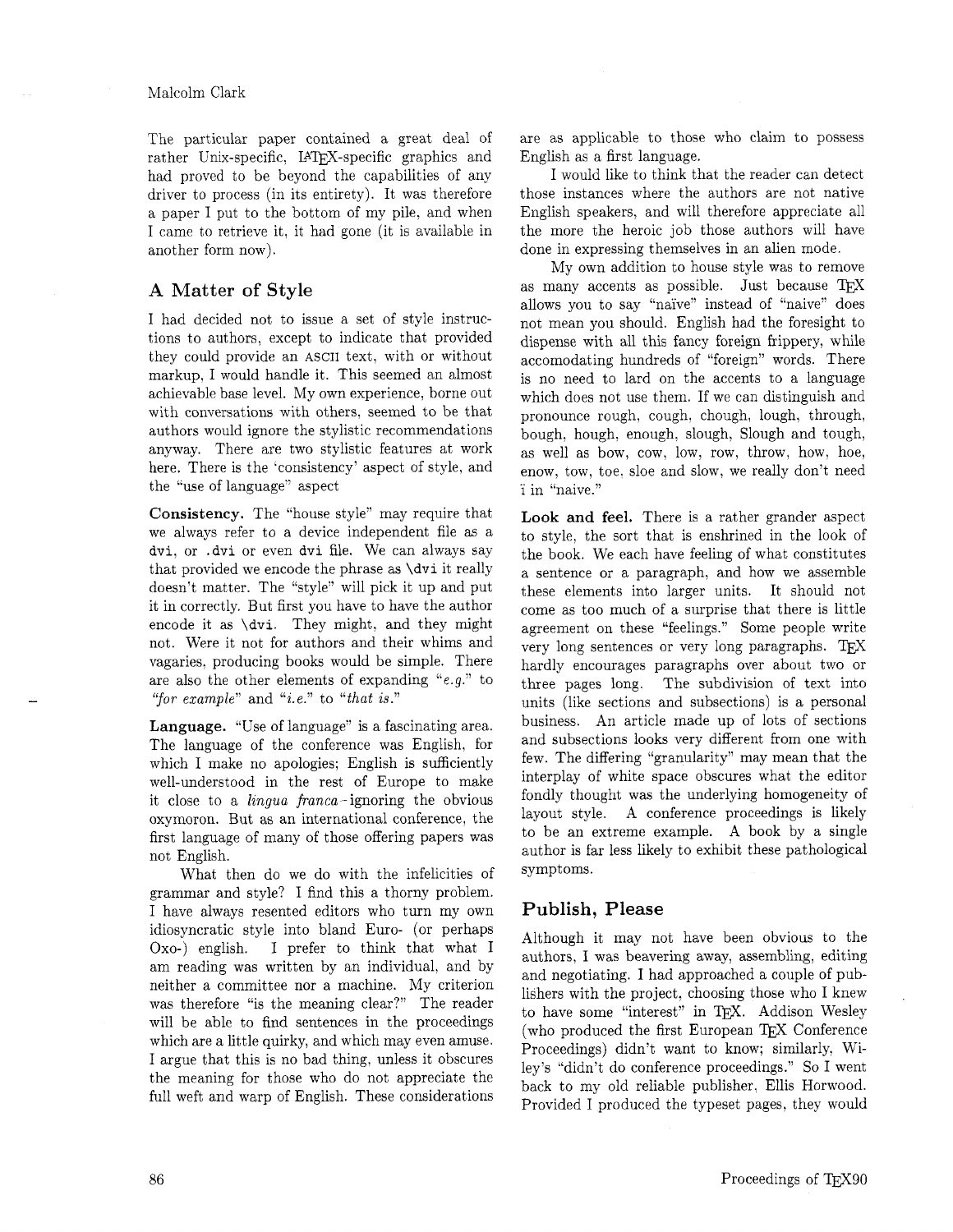The particular paper contained a great deal of rather Unix-specific, LaTeX-specific graphics and had proved to be beyond the capabilities of any driver to process (in its entirety). It was therefore a paper I put to the bottom of my pile, and when I came to retrieve it, it had gone (it is available in another form now).

## A Matter of Style

I had decided not to issue a set of style instructions to authors, except to indicate that provided they could provide an ASCII text, with or without markup, I would handle it. This seemed an almost achievable base level. My own experience, borne out with conversations with others, seemed to be that authors would ignore the stylistic recommendations anyway. There are two stylistic features at work here. There is the 'consistency' aspect of style, and the "use of language" aspect

**Consistency.** The "house style" may require that we always refer to a device independent file as a `dvi`, or `.dvi` or even `dvi` file. We can always say that provided we encode the phrase as `\dvi` it really doesn't matter. The "style" will pick it up and put it in correctly. But first you have to have the author encode it as `\dvi`. They might, and they might not. Were it not for authors and their whims and vagaries, producing books would be simple. There are also the other elements of expanding "*e.g.*" to "*for example*" and "*i.e.*" to "*that is*."

**Language.** "Use of language" is a fascinating area. The language of the conference was English, for which I make no apologies; English is sufficiently well-understood in the rest of Europe to make it close to a *lingua franca*-ignoring the obvious oxymoron. But as an international conference, the first language of many of those offering papers was not English.

What then do we do with the infelicities of grammar and style? I find this a thorny problem. I have always resented editors who turn my own idiosyncratic style into bland Euro- (or perhaps Oxo-) english. I prefer to think that what I am reading was written by an individual, and by neither a committee nor a machine. My criterion was therefore "is the meaning clear?" The reader will be able to find sentences in the proceedings which are a little quirky, and which may even amuse. I argue that this is no bad thing, unless it obscures the meaning for those who do not appreciate the full weft and warp of English. These considerations are as applicable to those who claim to possess English as a first language.

I would like to think that the reader can detect those instances where the authors are not native English speakers, and will therefore appreciate all the more the heroic job those authors will have done in expressing themselves in an alien mode.

My own addition to house style was to remove as many accents as possible. Just because TeX allows you to say "naïve" instead of "naive" does not mean you should. English had the foresight to dispense with all this fancy foreign frippery, while accomodating hundreds of "foreign" words. There is no need to lard on the accents to a language which does not use them. If we can distinguish and pronounce rough, cough, chough, lough, through, bough, hough, enough, slough, Slough and tough, as well as bow, cow, low, row, throw, how, hoe, enow, tow, toe, sloe and slow, we really don't need ï in "naive."

**Look and feel.** There is a rather grander aspect to style, the sort that is enshrined in the look of the book. We each have feeling of what constitutes a sentence or a paragraph, and how we assemble these elements into larger units. It should not come as too much of a surprise that there is little agreement on these "feelings." Some people write very long sentences or very long paragraphs. TeX hardly encourages paragraphs over about two or three pages long. The subdivision of text into units (like sections and subsections) is a personal business. An article made up of lots of sections and subsections looks very different from one with few. The differing "granularity" may mean that the interplay of white space obscures what the editor fondly thought was the underlying homogeneity of layout style. A conference proceedings is likely to be an extreme example. A book by a single author is far less likely to exhibit these pathological symptoms.

## Publish, Please

Although it may not have been obvious to the authors, I was beavering away, assembling, editing and negotiating. I had approached a couple of publishers with the project, choosing those who I knew to have some "interest" in TeX. Addison Wesley (who produced the first European TeX Conference Proceedings) didn't want to know; similarly, Wiley's "didn't do conference proceedings." So I went back to my old reliable publisher, Ellis Horwood. Provided I produced the typeset pages, they would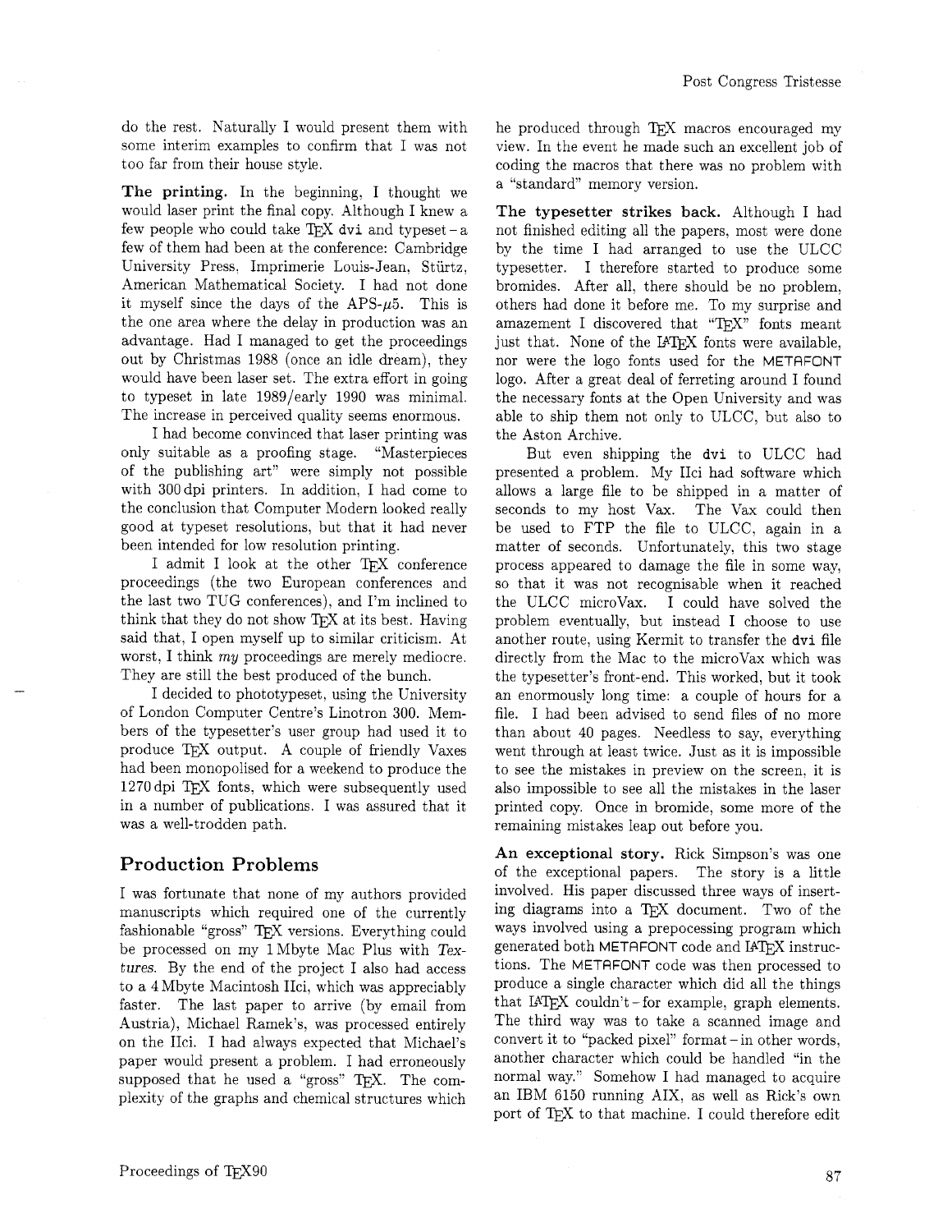do the rest. Naturally I would present them with some interim examples to confirm that I was not too far from their house style.

**The printing.** In the beginning, I thought we would laser print the final copy. Although I knew a few people who could take TeX `dvi` and typeset – a few of them had been at the conference: Cambridge University Press, Imprimerie Louis-Jean, Stürtz, American Mathematical Society. I had not done it myself since the days of the APS-$\mu$5. This is the one area where the delay in production was an advantage. Had I managed to get the proceedings out by Christmas 1988 (once an idle dream), they would have been laser set. The extra effort in going to typeset in late 1989/early 1990 was minimal. The increase in perceived quality seems enormous.

I had become convinced that laser printing was only suitable as a proofing stage. "Masterpieces of the publishing art" were simply not possible with 300 dpi printers. In addition, I had come to the conclusion that Computer Modern looked really good at typeset resolutions, but that it had never been intended for low resolution printing.

I admit I look at the other TeX conference proceedings (the two European conferences and the last two TUG conferences), and I'm inclined to think that they do not show TeX at its best. Having said that, I open myself up to similar criticism. At worst, I think *my* proceedings are merely mediocre. They are still the best produced of the bunch.

I decided to phototypeset, using the University of London Computer Centre's Linotron 300. Members of the typesetter's user group had used it to produce TeX output. A couple of friendly Vaxes had been monopolised for a weekend to produce the 1270 dpi TeX fonts, which were subsequently used in a number of publications. I was assured that it was a well-trodden path.

## Production Problems

I was fortunate that none of my authors provided manuscripts which required one of the currently fashionable "gross" TeX versions. Everything could be processed on my 1 Mbyte Mac Plus with *Textures*. By the end of the project I also had access to a 4 Mbyte Macintosh IIci, which was appreciably faster. The last paper to arrive (by email from Austria), Michael Ramek's, was processed entirely on the IIci. I had always expected that Michael's paper would present a problem. I had erroneously supposed that he used a "gross" TeX. The complexity of the graphs and chemical structures which he produced through TeX macros encouraged my view. In the event he made such an excellent job of coding the macros that there was no problem with a "standard" memory version.

**The typesetter strikes back.** Although I had not finished editing all the papers, most were done by the time I had arranged to use the ULCC typesetter. I therefore started to produce some bromides. After all, there should be no problem, others had done it before me. To my surprise and amazement I discovered that "TeX" fonts meant just that. None of the LaTeX fonts were available, nor were the logo fonts used for the METAFONT logo. After a great deal of ferreting around I found the necessary fonts at the Open University and was able to ship them not only to ULCC, but also to the Aston Archive.

But even shipping the `dvi` to ULCC had presented a problem. My IIci had software which allows a large file to be shipped in a matter of seconds to my host Vax. The Vax could then be used to FTP the file to ULCC, again in a matter of seconds. Unfortunately, this two stage process appeared to damage the file in some way, so that it was not recognisable when it reached the ULCC microVax. I could have solved the problem eventually, but instead I choose to use another route, using Kermit to transfer the `dvi` file directly from the Mac to the microVax which was the typesetter's front-end. This worked, but it took an enormously long time: a couple of hours for a file. I had been advised to send files of no more than about 40 pages. Needless to say, everything went through at least twice. Just as it is impossible to see the mistakes in preview on the screen, it is also impossible to see all the mistakes in the laser printed copy. Once in bromide, some more of the remaining mistakes leap out before you.

**An exceptional story.** Rick Simpson's was one of the exceptional papers. The story is a little involved. His paper discussed three ways of inserting diagrams into a TeX document. Two of the ways involved using a prepocessing program which generated both METAFONT code and LaTeX instructions. The METAFONT code was then processed to produce a single character which did all the things that LaTeX couldn't – for example, graph elements. The third way was to take a scanned image and convert it to "packed pixel" format – in other words, another character which could be handled "in the normal way." Somehow I had managed to acquire an IBM 6150 running AIX, as well as Rick's own port of TeX to that machine. I could therefore edit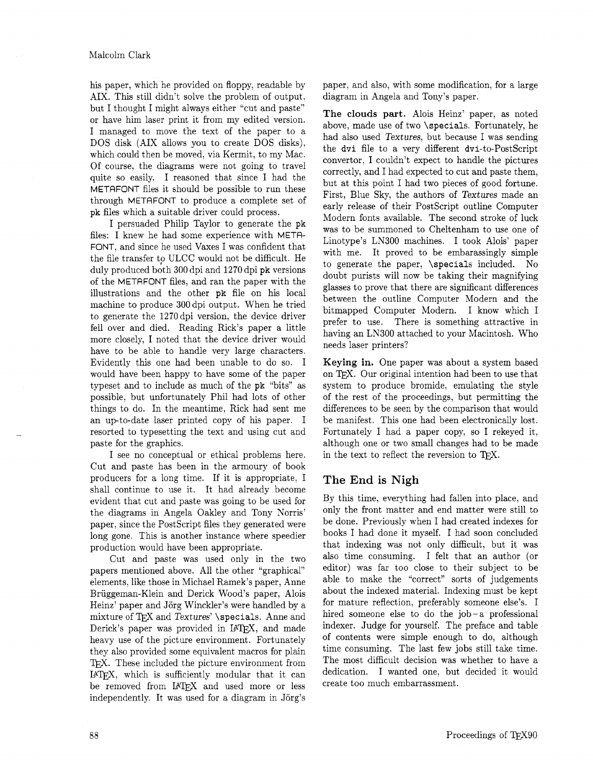his paper, which he provided on floppy, readable by AIX. This still didn't solve the problem of output, but I thought I might always either "cut and paste" or have him laser print it from my edited version. I managed to move the text of the paper to a DOS disk (AIX allows you to create DOS disks), which could then be moved, via Kermit, to my Mac. Of course, the diagrams were not going to travel quite so easily. I reasoned that since I had the METAFONT files it should be possible to run these through METAFONT to produce a complete set of pk files which a suitable driver could process.

I persuaded Philip Taylor to generate the pk files: I knew he had some experience with METAFONT, and since he used Vaxes I was confident that the file transfer to ULCC would not be difficult. He duly produced both 300 dpi and 1270 dpi pk versions of the METAFONT files, and ran the paper with the illustrations and the other pk file on his local machine to produce 300 dpi output. When he tried to generate the 1270 dpi version, the device driver fell over and died. Reading Rick's paper a little more closely, I noted that the device driver would have to be able to handle very large characters. Evidently this one had been unable to do so. I would have been happy to have some of the paper typeset and to include as much of the pk "bits" as possible, but unfortunately Phil had lots of other things to do. In the meantime, Rick had sent me an up-to-date laser printed copy of his paper. I resorted to typesetting the text and using cut and paste for the graphics.

I see no conceptual or ethical problems here. Cut and paste has been in the armoury of book producers for a long time. If it is appropriate, I shall continue to use it. It had already become evident that cut and paste was going to be used for the diagrams in Angela Oakley and Tony Norris' paper, since the PostScript files they generated were long gone. This is another instance where speedier production would have been appropriate.

Cut and paste was used only in the two papers mentioned above. All the other "graphical" elements, like those in Michael Ramek's paper, Anne Brüggeman-Klein and Derick Wood's paper, Alois Heinz' paper and Jörg Winckler's were handled by a mixture of TeX and *Textures*' `\specials`. Anne and Derick's paper was provided in LaTeX, and made heavy use of the picture environment. Fortunately they also provided some equivalent macros for plain TeX. These included the picture environment from LaTeX, which is sufficiently modular that it can be removed from LaTeX and used more or less independently. It was used for a diagram in Jörg's paper, and also, with some modification, for a large diagram in Angela and Tony's paper.

**The clouds part.** Alois Heinz' paper, as noted above, made use of two `\specials`. Fortunately, he had also used *Textures*, but because I was sending the `dvi` file to a very different `dvi`-to-PostScript convertor, I couldn't expect to handle the pictures correctly, and I had expected to cut and paste them, but at this point I had two pieces of good fortune. First, Blue Sky, the authors of *Textures* made an early release of their PostScript outline Computer Modern fonts available. The second stroke of luck was to be summoned to Cheltenham to use one of Linotype's LN300 machines. I took Alois' paper with me. It proved to be embarassingly simple to generate the paper, `\specials` included. No doubt purists will now be taking their magnifying glasses to prove that there are significant differences between the outline Computer Modern and the bitmapped Computer Modern. I know which I prefer to use. There is something attractive in having an LN300 attached to your Macintosh. Who needs laser printers?

**Keying in.** One paper was about a system based on TeX. Our original intention had been to use that system to produce bromide, emulating the style of the rest of the proceedings, but permitting the differences to be seen by the comparison that would be manifest. This one had been electronically lost. Fortunately I had a paper copy, so I rekeyed it, although one or two small changes had to be made in the text to reflect the reversion to TeX.

## The End is Nigh

By this time, everything had fallen into place, and only the front matter and end matter were still to be done. Previously when I had created indexes for books I had done it myself. I had soon concluded that indexing was not only difficult, but it was also time consuming. I felt that an author (or editor) was far too close to their subject to be able to make the "correct" sorts of judgements about the indexed material. Indexing must be kept for mature reflection, preferably someone else's. I hired someone else to do the job – a professional indexer. Judge for yourself. The preface and table of contents were simple enough to do, although time consuming. The last few jobs still take time. The most difficult decision was whether to have a dedication. I wanted one, but decided it would create too much embarrassment.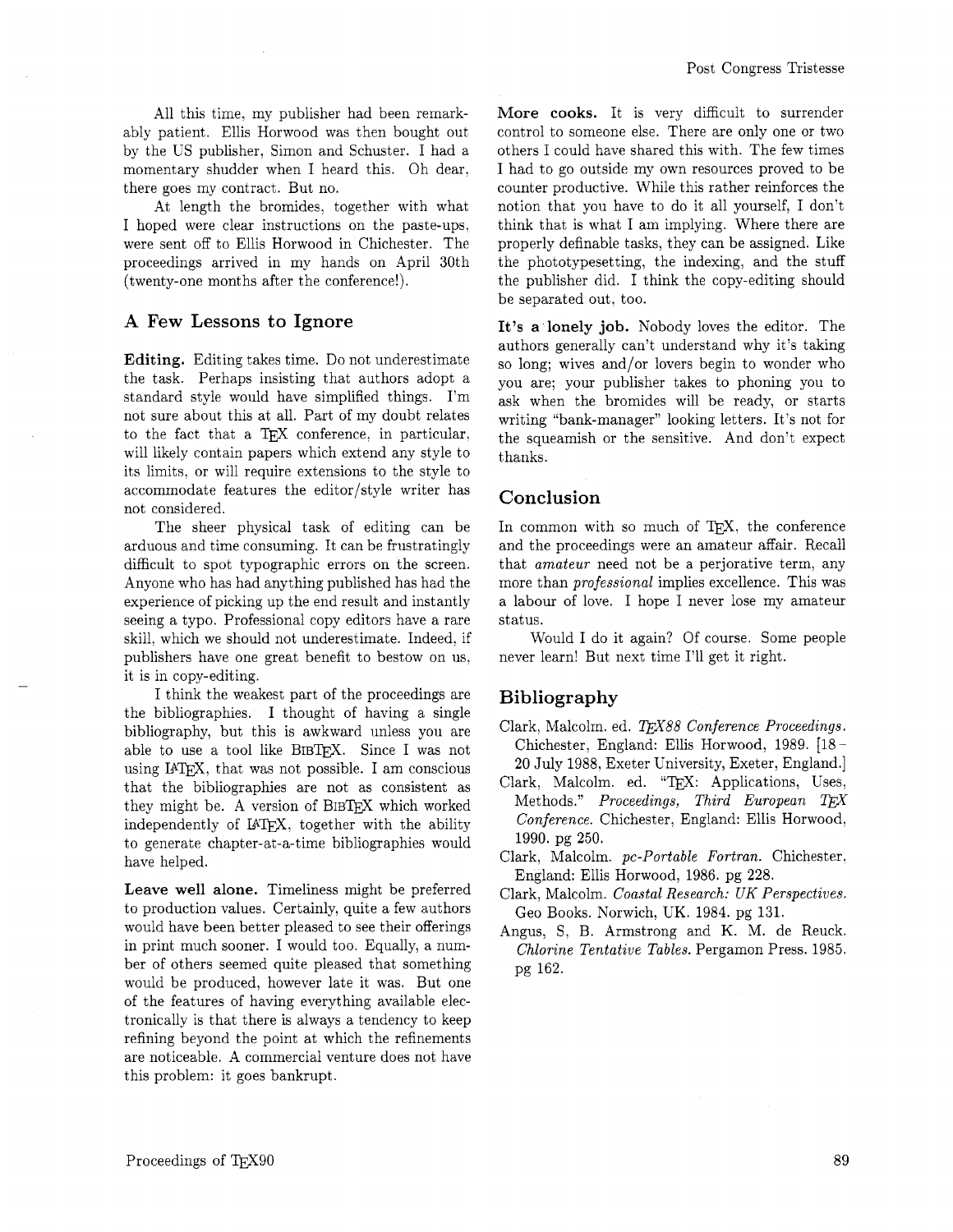All this time, my publisher had been remarkably patient. Ellis Horwood was then bought out by the US publisher, Simon and Schuster. I had a momentary shudder when I heard this. Oh dear, there goes my contract. But no.

At length the bromides, together with what I hoped were clear instructions on the paste-ups, were sent off to Ellis Horwood in Chichester. The proceedings arrived in my hands on April 30th (twenty-one months after the conference!).

## A Few Lessons to Ignore

**Editing.** Editing takes time. Do not underestimate the task. Perhaps insisting that authors adopt a standard style would have simplified things. I'm not sure about this at all. Part of my doubt relates to the fact that a TEX conference, in particular, will likely contain papers which extend any style to its limits, or will require extensions to the style to accommodate features the editor/style writer has not considered.

The sheer physical task of editing can be arduous and time consuming. It can be frustratingly difficult to spot typographic errors on the screen. Anyone who has had anything published has had the experience of picking up the end result and instantly seeing a typo. Professional copy editors have a rare skill, which we should not underestimate. Indeed, if publishers have one great benefit to bestow on us, it is in copy-editing.

I think the weakest part of the proceedings are the bibliographies. I thought of having a single bibliography, but this is awkward unless you are able to use a tool like BIBTEX. Since I was not using LATEX, that was not possible. I am conscious that the bibliographies are not as consistent as they might be. A version of BIBTEX which worked independently of LATEX, together with the ability to generate chapter-at-a-time bibliographies would have helped.

**Leave well alone.** Timeliness might be preferred to production values. Certainly, quite a few authors would have been better pleased to see their offerings in print much sooner. I would too. Equally, a number of others seemed quite pleased that something would be produced, however late it was. But one of the features of having everything available electronically is that there is always a tendency to keep refining beyond the point at which the refinements are noticeable. A commercial venture does not have this problem: it goes bankrupt.

**More cooks.** It is very difficult to surrender control to someone else. There are only one or two others I could have shared this with. The few times I had to go outside my own resources proved to be counter productive. While this rather reinforces the notion that you have to do it all yourself, I don't think that is what I am implying. Where there are properly definable tasks, they can be assigned. Like the phototypesetting, the indexing, and the stuff the publisher did. I think the copy-editing should be separated out, too.

**It's a lonely job.** Nobody loves the editor. The authors generally can't understand why it's taking so long; wives and/or lovers begin to wonder who you are; your publisher takes to phoning you to ask when the bromides will be ready, or starts writing "bank-manager" looking letters. It's not for the squeamish or the sensitive. And don't expect thanks.

## Conclusion

In common with so much of TEX, the conference and the proceedings were an amateur affair. Recall that *amateur* need not be a perjorative term, any more than *professional* implies excellence. This was a labour of love. I hope I never lose my amateur status.

Would I do it again? Of course. Some people never learn! But next time I'll get it right.

## Bibliography

Clark, Malcolm. ed. *TEX88 Conference Proceedings*. Chichester, England: Ellis Horwood, 1989. [18–20 July 1988, Exeter University, Exeter, England.]

Clark, Malcolm. ed. "TEX: Applications, Uses, Methods." *Proceedings, Third European TEX Conference*. Chichester, England: Ellis Horwood, 1990. pg 250.

Clark, Malcolm. *pc-Portable Fortran*. Chichester, England: Ellis Horwood, 1986. pg 228.

Clark, Malcolm. *Coastal Research: UK Perspectives*. Geo Books. Norwich, UK. 1984. pg 131.

Angus, S, B. Armstrong and K. M. de Reuck. *Chlorine Tentative Tables*. Pergamon Press. 1985. pg 162.